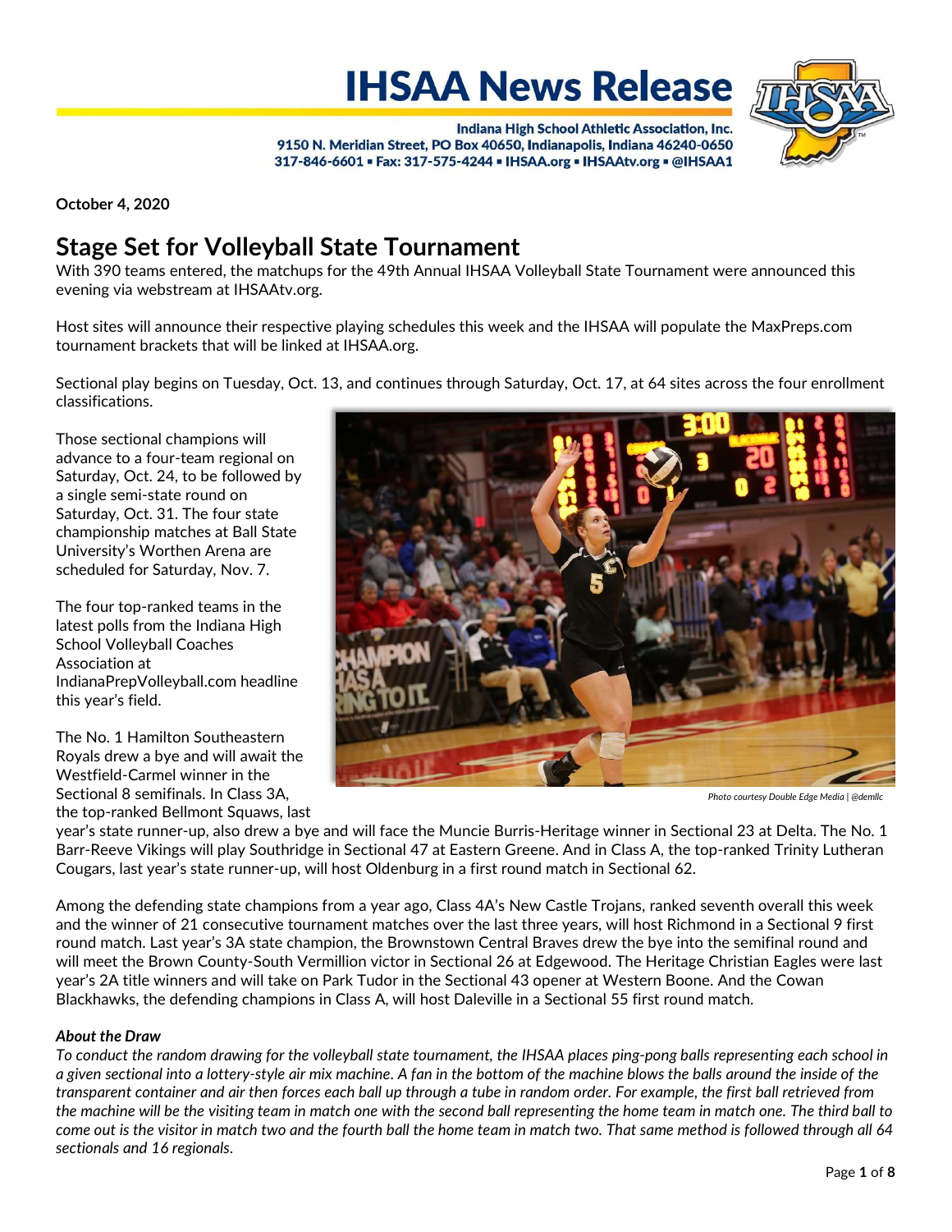# IHSAA News Release

Indiana High School Athletic Association, Inc.
9150 N. Meridian Street, PO Box 40650, Indianapolis, Indiana 46240-0650
317-846-6601 ▪ Fax: 317-575-4244 ▪ IHSAA.org ▪ IHSAAtv.org ▪ @IHSAA1

**October 4, 2020**

## Stage Set for Volleyball State Tournament

With 390 teams entered, the matchups for the 49th Annual IHSAA Volleyball State Tournament were announced this evening via webstream at IHSAAtv.org.

Host sites will announce their respective playing schedules this week and the IHSAA will populate the MaxPreps.com tournament brackets that will be linked at IHSAA.org.

Sectional play begins on Tuesday, Oct. 13, and continues through Saturday, Oct. 17, at 64 sites across the four enrollment classifications.

Those sectional champions will advance to a four-team regional on Saturday, Oct. 24, to be followed by a single semi-state round on Saturday, Oct. 31. The four state championship matches at Ball State University's Worthen Arena are scheduled for Saturday, Nov. 7.

The four top-ranked teams in the latest polls from the Indiana High School Volleyball Coaches Association at IndianaPrepVolleyball.com headline this year's field.

Photo courtesy Double Edge Media | @demllc

The No. 1 Hamilton Southeastern Royals drew a bye and will await the Westfield-Carmel winner in the Sectional 8 semifinals. In Class 3A, the top-ranked Bellmont Squaws, last year's state runner-up, also drew a bye and will face the Muncie Burris-Heritage winner in Sectional 23 at Delta. The No. 1 Barr-Reeve Vikings will play Southridge in Sectional 47 at Eastern Greene. And in Class A, the top-ranked Trinity Lutheran Cougars, last year's state runner-up, will host Oldenburg in a first round match in Sectional 62.

Among the defending state champions from a year ago, Class 4A's New Castle Trojans, ranked seventh overall this week and the winner of 21 consecutive tournament matches over the last three years, will host Richmond in a Sectional 9 first round match. Last year's 3A state champion, the Brownstown Central Braves drew the bye into the semifinal round and will meet the Brown County-South Vermillion victor in Sectional 26 at Edgewood. The Heritage Christian Eagles were last year's 2A title winners and will take on Park Tudor in the Sectional 43 opener at Western Boone. And the Cowan Blackhawks, the defending champions in Class A, will host Daleville in a Sectional 55 first round match.

***About the Draw***

*To conduct the random drawing for the volleyball state tournament, the IHSAA places ping-pong balls representing each school in a given sectional into a lottery-style air mix machine. A fan in the bottom of the machine blows the balls around the inside of the transparent container and air then forces each ball up through a tube in random order. For example, the first ball retrieved from the machine will be the visiting team in match one with the second ball representing the home team in match one. The third ball to come out is the visitor in match two and the fourth ball the home team in match two. That same method is followed through all 64 sectionals and 16 regionals.*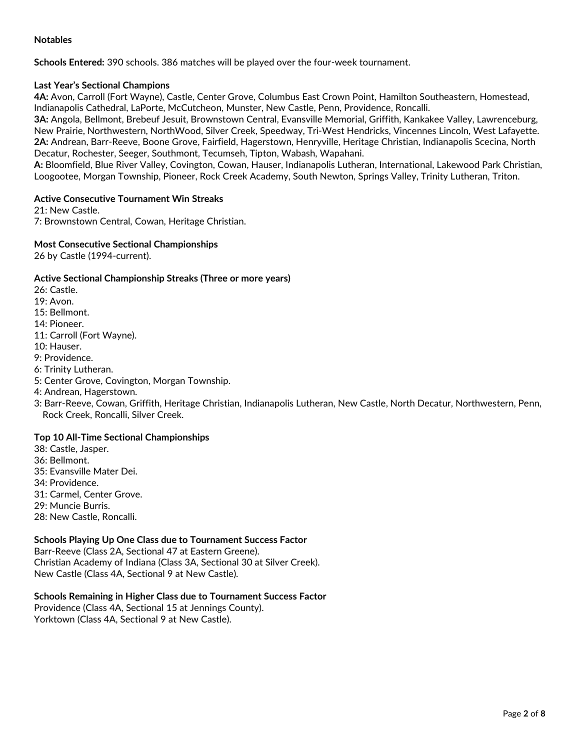**Notables**

**Schools Entered:** 390 schools. 386 matches will be played over the four-week tournament.

**Last Year's Sectional Champions**
**4A:** Avon, Carroll (Fort Wayne), Castle, Center Grove, Columbus East Crown Point, Hamilton Southeastern, Homestead, Indianapolis Cathedral, LaPorte, McCutcheon, Munster, New Castle, Penn, Providence, Roncalli.
**3A:** Angola, Bellmont, Brebeuf Jesuit, Brownstown Central, Evansville Memorial, Griffith, Kankakee Valley, Lawrenceburg, New Prairie, Northwestern, NorthWood, Silver Creek, Speedway, Tri-West Hendricks, Vincennes Lincoln, West Lafayette.
**2A:** Andrean, Barr-Reeve, Boone Grove, Fairfield, Hagerstown, Henryville, Heritage Christian, Indianapolis Scecina, North Decatur, Rochester, Seeger, Southmont, Tecumseh, Tipton, Wabash, Wapahani.
**A:** Bloomfield, Blue River Valley, Covington, Cowan, Hauser, Indianapolis Lutheran, International, Lakewood Park Christian, Loogootee, Morgan Township, Pioneer, Rock Creek Academy, South Newton, Springs Valley, Trinity Lutheran, Triton.

**Active Consecutive Tournament Win Streaks**
21: New Castle.
7: Brownstown Central, Cowan, Heritage Christian.

**Most Consecutive Sectional Championships**
26 by Castle (1994-current).

**Active Sectional Championship Streaks (Three or more years)**
26: Castle.
19: Avon.
15: Bellmont.
14: Pioneer.
11: Carroll (Fort Wayne).
10: Hauser.
9: Providence.
6: Trinity Lutheran.
5: Center Grove, Covington, Morgan Township.
4: Andrean, Hagerstown.
3: Barr-Reeve, Cowan, Griffith, Heritage Christian, Indianapolis Lutheran, New Castle, North Decatur, Northwestern, Penn, Rock Creek, Roncalli, Silver Creek.

**Top 10 All-Time Sectional Championships**
38: Castle, Jasper.
36: Bellmont.
35: Evansville Mater Dei.
34: Providence.
31: Carmel, Center Grove.
29: Muncie Burris.
28: New Castle, Roncalli.

**Schools Playing Up One Class due to Tournament Success Factor**
Barr-Reeve (Class 2A, Sectional 47 at Eastern Greene).
Christian Academy of Indiana (Class 3A, Sectional 30 at Silver Creek).
New Castle (Class 4A, Sectional 9 at New Castle).

**Schools Remaining in Higher Class due to Tournament Success Factor**
Providence (Class 4A, Sectional 15 at Jennings County).
Yorktown (Class 4A, Sectional 9 at New Castle).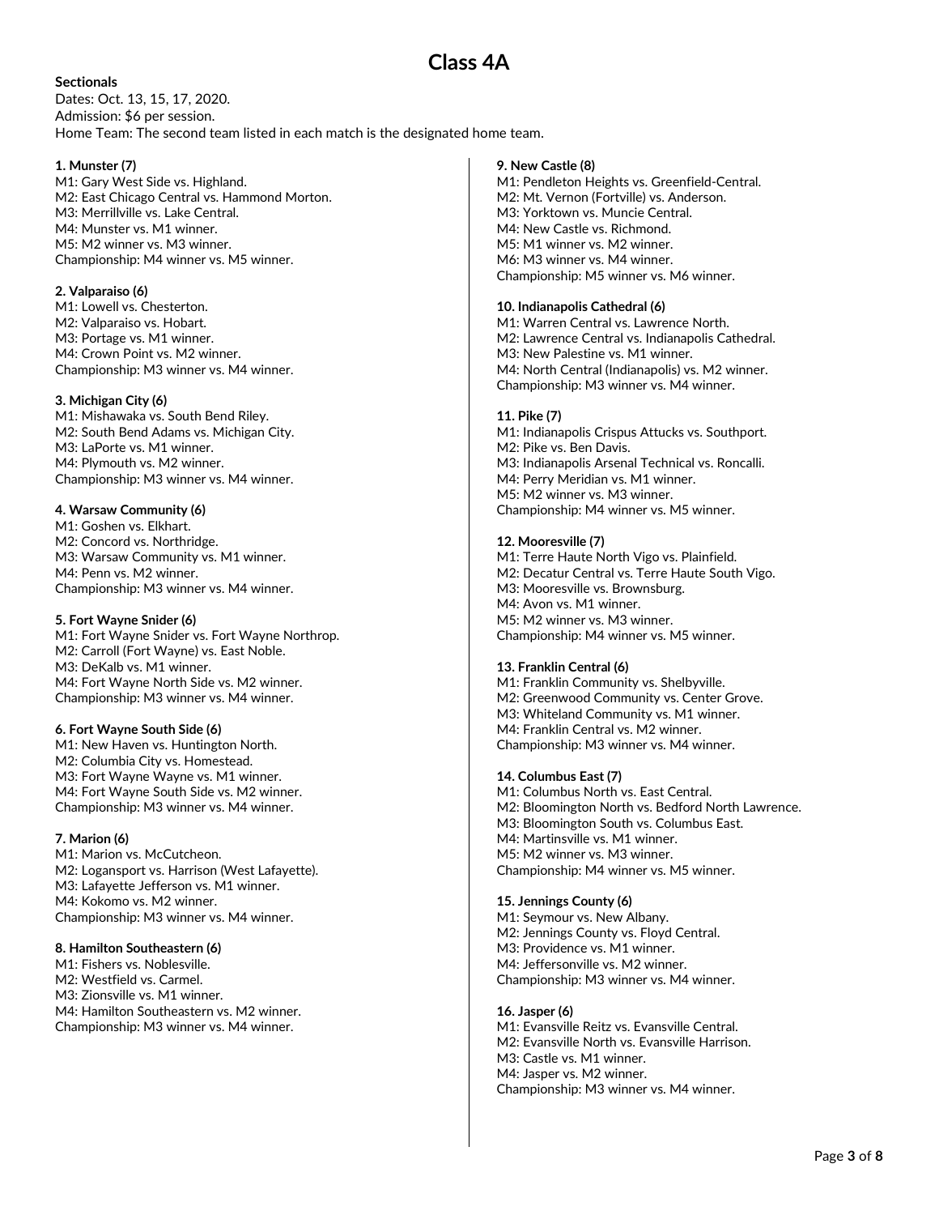# Class 4A

**Sectionals**
Dates: Oct. 13, 15, 17, 2020.
Admission: $6 per session.
Home Team: The second team listed in each match is the designated home team.

**1. Munster (7)**
M1: Gary West Side vs. Highland.
M2: East Chicago Central vs. Hammond Morton.
M3: Merrillville vs. Lake Central.
M4: Munster vs. M1 winner.
M5: M2 winner vs. M3 winner.
Championship: M4 winner vs. M5 winner.

**2. Valparaiso (6)**
M1: Lowell vs. Chesterton.
M2: Valparaiso vs. Hobart.
M3: Portage vs. M1 winner.
M4: Crown Point vs. M2 winner.
Championship: M3 winner vs. M4 winner.

**3. Michigan City (6)**
M1: Mishawaka vs. South Bend Riley.
M2: South Bend Adams vs. Michigan City.
M3: LaPorte vs. M1 winner.
M4: Plymouth vs. M2 winner.
Championship: M3 winner vs. M4 winner.

**4. Warsaw Community (6)**
M1: Goshen vs. Elkhart.
M2: Concord vs. Northridge.
M3: Warsaw Community vs. M1 winner.
M4: Penn vs. M2 winner.
Championship: M3 winner vs. M4 winner.

**5. Fort Wayne Snider (6)**
M1: Fort Wayne Snider vs. Fort Wayne Northrop.
M2: Carroll (Fort Wayne) vs. East Noble.
M3: DeKalb vs. M1 winner.
M4: Fort Wayne North Side vs. M2 winner.
Championship: M3 winner vs. M4 winner.

**6. Fort Wayne South Side (6)**
M1: New Haven vs. Huntington North.
M2: Columbia City vs. Homestead.
M3: Fort Wayne Wayne vs. M1 winner.
M4: Fort Wayne South Side vs. M2 winner.
Championship: M3 winner vs. M4 winner.

**7. Marion (6)**
M1: Marion vs. McCutcheon.
M2: Logansport vs. Harrison (West Lafayette).
M3: Lafayette Jefferson vs. M1 winner.
M4: Kokomo vs. M2 winner.
Championship: M3 winner vs. M4 winner.

**8. Hamilton Southeastern (6)**
M1: Fishers vs. Noblesville.
M2: Westfield vs. Carmel.
M3: Zionsville vs. M1 winner.
M4: Hamilton Southeastern vs. M2 winner.
Championship: M3 winner vs. M4 winner.

**9. New Castle (8)**
M1: Pendleton Heights vs. Greenfield-Central.
M2: Mt. Vernon (Fortville) vs. Anderson.
M3: Yorktown vs. Muncie Central.
M4: New Castle vs. Richmond.
M5: M1 winner vs. M2 winner.
M6: M3 winner vs. M4 winner.
Championship: M5 winner vs. M6 winner.

**10. Indianapolis Cathedral (6)**
M1: Warren Central vs. Lawrence North.
M2: Lawrence Central vs. Indianapolis Cathedral.
M3: New Palestine vs. M1 winner.
M4: North Central (Indianapolis) vs. M2 winner.
Championship: M3 winner vs. M4 winner.

**11. Pike (7)**
M1: Indianapolis Crispus Attucks vs. Southport.
M2: Pike vs. Ben Davis.
M3: Indianapolis Arsenal Technical vs. Roncalli.
M4: Perry Meridian vs. M1 winner.
M5: M2 winner vs. M3 winner.
Championship: M4 winner vs. M5 winner.

**12. Mooresville (7)**
M1: Terre Haute North Vigo vs. Plainfield.
M2: Decatur Central vs. Terre Haute South Vigo.
M3: Mooresville vs. Brownsburg.
M4: Avon vs. M1 winner.
M5: M2 winner vs. M3 winner.
Championship: M4 winner vs. M5 winner.

**13. Franklin Central (6)**
M1: Franklin Community vs. Shelbyville.
M2: Greenwood Community vs. Center Grove.
M3: Whiteland Community vs. M1 winner.
M4: Franklin Central vs. M2 winner.
Championship: M3 winner vs. M4 winner.

**14. Columbus East (7)**
M1: Columbus North vs. East Central.
M2: Bloomington North vs. Bedford North Lawrence.
M3: Bloomington South vs. Columbus East.
M4: Martinsville vs. M1 winner.
M5: M2 winner vs. M3 winner.
Championship: M4 winner vs. M5 winner.

**15. Jennings County (6)**
M1: Seymour vs. New Albany.
M2: Jennings County vs. Floyd Central.
M3: Providence vs. M1 winner.
M4: Jeffersonville vs. M2 winner.
Championship: M3 winner vs. M4 winner.

**16. Jasper (6)**
M1: Evansville Reitz vs. Evansville Central.
M2: Evansville North vs. Evansville Harrison.
M3: Castle vs. M1 winner.
M4: Jasper vs. M2 winner.
Championship: M3 winner vs. M4 winner.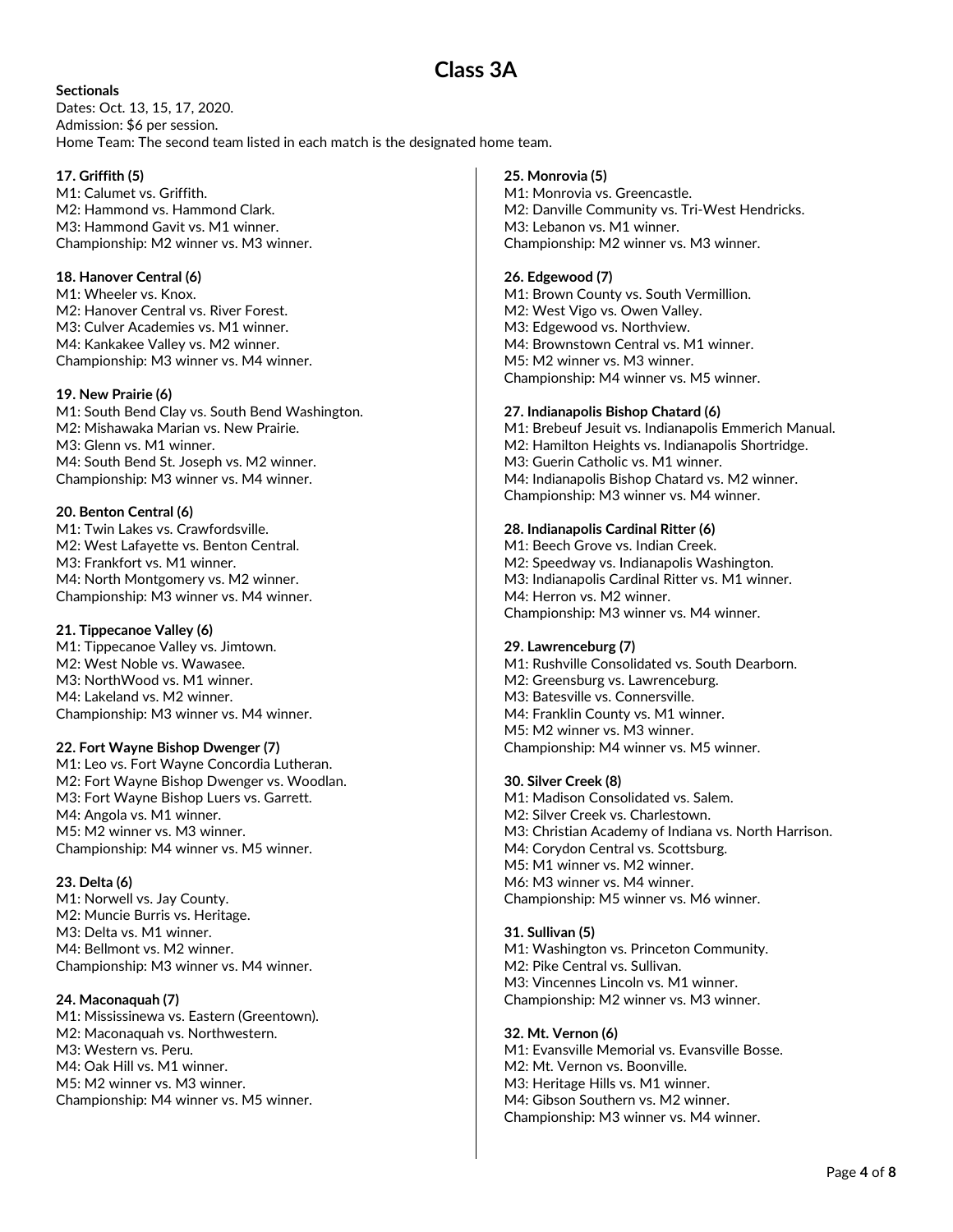# Class 3A

**Sectionals**
Dates: Oct. 13, 15, 17, 2020.
Admission: $6 per session.
Home Team: The second team listed in each match is the designated home team.

**17. Griffith (5)**
M1: Calumet vs. Griffith.
M2: Hammond vs. Hammond Clark.
M3: Hammond Gavit vs. M1 winner.
Championship: M2 winner vs. M3 winner.

**18. Hanover Central (6)**
M1: Wheeler vs. Knox.
M2: Hanover Central vs. River Forest.
M3: Culver Academies vs. M1 winner.
M4: Kankakee Valley vs. M2 winner.
Championship: M3 winner vs. M4 winner.

**19. New Prairie (6)**
M1: South Bend Clay vs. South Bend Washington.
M2: Mishawaka Marian vs. New Prairie.
M3: Glenn vs. M1 winner.
M4: South Bend St. Joseph vs. M2 winner.
Championship: M3 winner vs. M4 winner.

**20. Benton Central (6)**
M1: Twin Lakes vs. Crawfordsville.
M2: West Lafayette vs. Benton Central.
M3: Frankfort vs. M1 winner.
M4: North Montgomery vs. M2 winner.
Championship: M3 winner vs. M4 winner.

**21. Tippecanoe Valley (6)**
M1: Tippecanoe Valley vs. Jimtown.
M2: West Noble vs. Wawasee.
M3: NorthWood vs. M1 winner.
M4: Lakeland vs. M2 winner.
Championship: M3 winner vs. M4 winner.

**22. Fort Wayne Bishop Dwenger (7)**
M1: Leo vs. Fort Wayne Concordia Lutheran.
M2: Fort Wayne Bishop Dwenger vs. Woodlan.
M3: Fort Wayne Bishop Luers vs. Garrett.
M4: Angola vs. M1 winner.
M5: M2 winner vs. M3 winner.
Championship: M4 winner vs. M5 winner.

**23. Delta (6)**
M1: Norwell vs. Jay County.
M2: Muncie Burris vs. Heritage.
M3: Delta vs. M1 winner.
M4: Bellmont vs. M2 winner.
Championship: M3 winner vs. M4 winner.

**24. Maconaquah (7)**
M1: Mississinewa vs. Eastern (Greentown).
M2: Maconaquah vs. Northwestern.
M3: Western vs. Peru.
M4: Oak Hill vs. M1 winner.
M5: M2 winner vs. M3 winner.
Championship: M4 winner vs. M5 winner.

**25. Monrovia (5)**
M1: Monrovia vs. Greencastle.
M2: Danville Community vs. Tri-West Hendricks.
M3: Lebanon vs. M1 winner.
Championship: M2 winner vs. M3 winner.

**26. Edgewood (7)**
M1: Brown County vs. South Vermillion.
M2: West Vigo vs. Owen Valley.
M3: Edgewood vs. Northview.
M4: Brownstown Central vs. M1 winner.
M5: M2 winner vs. M3 winner.
Championship: M4 winner vs. M5 winner.

**27. Indianapolis Bishop Chatard (6)**
M1: Brebeuf Jesuit vs. Indianapolis Emmerich Manual.
M2: Hamilton Heights vs. Indianapolis Shortridge.
M3: Guerin Catholic vs. M1 winner.
M4: Indianapolis Bishop Chatard vs. M2 winner.
Championship: M3 winner vs. M4 winner.

**28. Indianapolis Cardinal Ritter (6)**
M1: Beech Grove vs. Indian Creek.
M2: Speedway vs. Indianapolis Washington.
M3: Indianapolis Cardinal Ritter vs. M1 winner.
M4: Herron vs. M2 winner.
Championship: M3 winner vs. M4 winner.

**29. Lawrenceburg (7)**
M1: Rushville Consolidated vs. South Dearborn.
M2: Greensburg vs. Lawrenceburg.
M3: Batesville vs. Connersville.
M4: Franklin County vs. M1 winner.
M5: M2 winner vs. M3 winner.
Championship: M4 winner vs. M5 winner.

**30. Silver Creek (8)**
M1: Madison Consolidated vs. Salem.
M2: Silver Creek vs. Charlestown.
M3: Christian Academy of Indiana vs. North Harrison.
M4: Corydon Central vs. Scottsburg.
M5: M1 winner vs. M2 winner.
M6: M3 winner vs. M4 winner.
Championship: M5 winner vs. M6 winner.

**31. Sullivan (5)**
M1: Washington vs. Princeton Community.
M2: Pike Central vs. Sullivan.
M3: Vincennes Lincoln vs. M1 winner.
Championship: M2 winner vs. M3 winner.

**32. Mt. Vernon (6)**
M1: Evansville Memorial vs. Evansville Bosse.
M2: Mt. Vernon vs. Boonville.
M3: Heritage Hills vs. M1 winner.
M4: Gibson Southern vs. M2 winner.
Championship: M3 winner vs. M4 winner.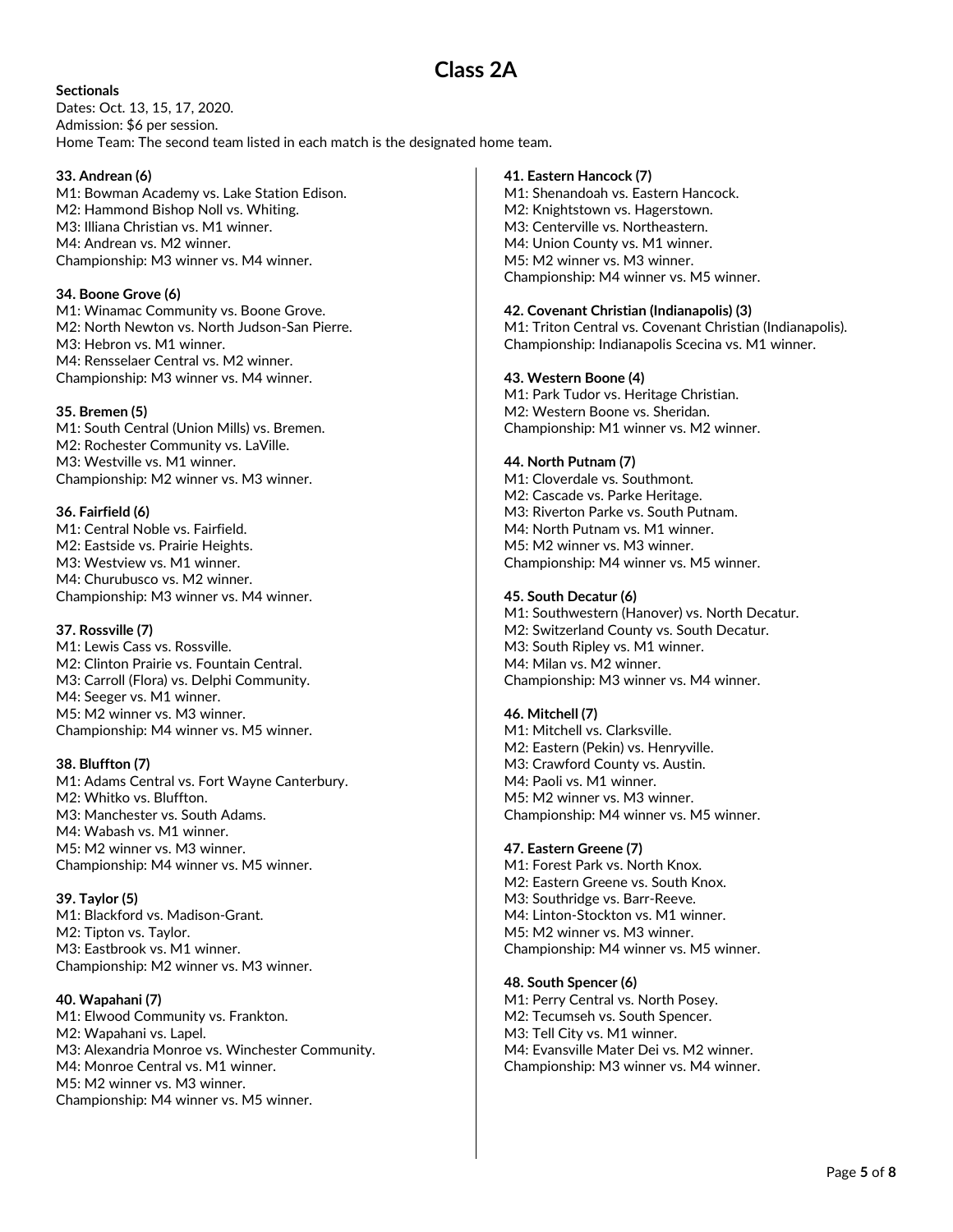# Class 2A

**Sectionals**
Dates: Oct. 13, 15, 17, 2020.
Admission: $6 per session.
Home Team: The second team listed in each match is the designated home team.

**33. Andrean (6)**
M1: Bowman Academy vs. Lake Station Edison.
M2: Hammond Bishop Noll vs. Whiting.
M3: Illiana Christian vs. M1 winner.
M4: Andrean vs. M2 winner.
Championship: M3 winner vs. M4 winner.

**34. Boone Grove (6)**
M1: Winamac Community vs. Boone Grove.
M2: North Newton vs. North Judson-San Pierre.
M3: Hebron vs. M1 winner.
M4: Rensselaer Central vs. M2 winner.
Championship: M3 winner vs. M4 winner.

**35. Bremen (5)**
M1: South Central (Union Mills) vs. Bremen.
M2: Rochester Community vs. LaVille.
M3: Westville vs. M1 winner.
Championship: M2 winner vs. M3 winner.

**36. Fairfield (6)**
M1: Central Noble vs. Fairfield.
M2: Eastside vs. Prairie Heights.
M3: Westview vs. M1 winner.
M4: Churubusco vs. M2 winner.
Championship: M3 winner vs. M4 winner.

**37. Rossville (7)**
M1: Lewis Cass vs. Rossville.
M2: Clinton Prairie vs. Fountain Central.
M3: Carroll (Flora) vs. Delphi Community.
M4: Seeger vs. M1 winner.
M5: M2 winner vs. M3 winner.
Championship: M4 winner vs. M5 winner.

**38. Bluffton (7)**
M1: Adams Central vs. Fort Wayne Canterbury.
M2: Whitko vs. Bluffton.
M3: Manchester vs. South Adams.
M4: Wabash vs. M1 winner.
M5: M2 winner vs. M3 winner.
Championship: M4 winner vs. M5 winner.

**39. Taylor (5)**
M1: Blackford vs. Madison-Grant.
M2: Tipton vs. Taylor.
M3: Eastbrook vs. M1 winner.
Championship: M2 winner vs. M3 winner.

**40. Wapahani (7)**
M1: Elwood Community vs. Frankton.
M2: Wapahani vs. Lapel.
M3: Alexandria Monroe vs. Winchester Community.
M4: Monroe Central vs. M1 winner.
M5: M2 winner vs. M3 winner.
Championship: M4 winner vs. M5 winner.

**41. Eastern Hancock (7)**
M1: Shenandoah vs. Eastern Hancock.
M2: Knightstown vs. Hagerstown.
M3: Centerville vs. Northeastern.
M4: Union County vs. M1 winner.
M5: M2 winner vs. M3 winner.
Championship: M4 winner vs. M5 winner.

**42. Covenant Christian (Indianapolis) (3)**
M1: Triton Central vs. Covenant Christian (Indianapolis).
Championship: Indianapolis Scecina vs. M1 winner.

**43. Western Boone (4)**
M1: Park Tudor vs. Heritage Christian.
M2: Western Boone vs. Sheridan.
Championship: M1 winner vs. M2 winner.

**44. North Putnam (7)**
M1: Cloverdale vs. Southmont.
M2: Cascade vs. Parke Heritage.
M3: Riverton Parke vs. South Putnam.
M4: North Putnam vs. M1 winner.
M5: M2 winner vs. M3 winner.
Championship: M4 winner vs. M5 winner.

**45. South Decatur (6)**
M1: Southwestern (Hanover) vs. North Decatur.
M2: Switzerland County vs. South Decatur.
M3: South Ripley vs. M1 winner.
M4: Milan vs. M2 winner.
Championship: M3 winner vs. M4 winner.

**46. Mitchell (7)**
M1: Mitchell vs. Clarksville.
M2: Eastern (Pekin) vs. Henryville.
M3: Crawford County vs. Austin.
M4: Paoli vs. M1 winner.
M5: M2 winner vs. M3 winner.
Championship: M4 winner vs. M5 winner.

**47. Eastern Greene (7)**
M1: Forest Park vs. North Knox.
M2: Eastern Greene vs. South Knox.
M3: Southridge vs. Barr-Reeve.
M4: Linton-Stockton vs. M1 winner.
M5: M2 winner vs. M3 winner.
Championship: M4 winner vs. M5 winner.

**48. South Spencer (6)**
M1: Perry Central vs. North Posey.
M2: Tecumseh vs. South Spencer.
M3: Tell City vs. M1 winner.
M4: Evansville Mater Dei vs. M2 winner.
Championship: M3 winner vs. M4 winner.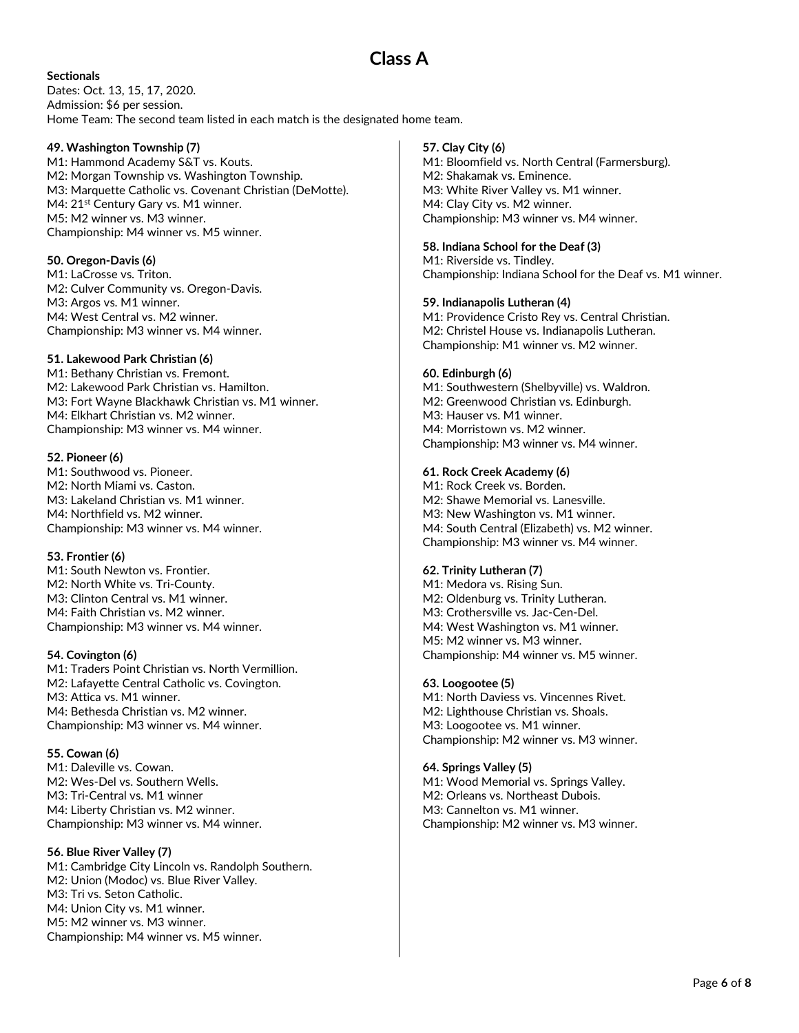# Class A

**Sectionals**
Dates: Oct. 13, 15, 17, 2020.
Admission: $6 per session.
Home Team: The second team listed in each match is the designated home team.

**49. Washington Township (7)**
M1: Hammond Academy S&T vs. Kouts.
M2: Morgan Township vs. Washington Township.
M3: Marquette Catholic vs. Covenant Christian (DeMotte).
M4: 21st Century Gary vs. M1 winner.
M5: M2 winner vs. M3 winner.
Championship: M4 winner vs. M5 winner.

**50. Oregon-Davis (6)**
M1: LaCrosse vs. Triton.
M2: Culver Community vs. Oregon-Davis.
M3: Argos vs. M1 winner.
M4: West Central vs. M2 winner.
Championship: M3 winner vs. M4 winner.

**51. Lakewood Park Christian (6)**
M1: Bethany Christian vs. Fremont.
M2: Lakewood Park Christian vs. Hamilton.
M3: Fort Wayne Blackhawk Christian vs. M1 winner.
M4: Elkhart Christian vs. M2 winner.
Championship: M3 winner vs. M4 winner.

**52. Pioneer (6)**
M1: Southwood vs. Pioneer.
M2: North Miami vs. Caston.
M3: Lakeland Christian vs. M1 winner.
M4: Northfield vs. M2 winner.
Championship: M3 winner vs. M4 winner.

**53. Frontier (6)**
M1: South Newton vs. Frontier.
M2: North White vs. Tri-County.
M3: Clinton Central vs. M1 winner.
M4: Faith Christian vs. M2 winner.
Championship: M3 winner vs. M4 winner.

**54. Covington (6)**
M1: Traders Point Christian vs. North Vermillion.
M2: Lafayette Central Catholic vs. Covington.
M3: Attica vs. M1 winner.
M4: Bethesda Christian vs. M2 winner.
Championship: M3 winner vs. M4 winner.

**55. Cowan (6)**
M1: Daleville vs. Cowan.
M2: Wes-Del vs. Southern Wells.
M3: Tri-Central vs. M1 winner
M4: Liberty Christian vs. M2 winner.
Championship: M3 winner vs. M4 winner.

**56. Blue River Valley (7)**
M1: Cambridge City Lincoln vs. Randolph Southern.
M2: Union (Modoc) vs. Blue River Valley.
M3: Tri vs. Seton Catholic.
M4: Union City vs. M1 winner.
M5: M2 winner vs. M3 winner.
Championship: M4 winner vs. M5 winner.

**57. Clay City (6)**
M1: Bloomfield vs. North Central (Farmersburg).
M2: Shakamak vs. Eminence.
M3: White River Valley vs. M1 winner.
M4: Clay City vs. M2 winner.
Championship: M3 winner vs. M4 winner.

**58. Indiana School for the Deaf (3)**
M1: Riverside vs. Tindley.
Championship: Indiana School for the Deaf vs. M1 winner.

**59. Indianapolis Lutheran (4)**
M1: Providence Cristo Rey vs. Central Christian.
M2: Christel House vs. Indianapolis Lutheran.
Championship: M1 winner vs. M2 winner.

**60. Edinburgh (6)**
M1: Southwestern (Shelbyville) vs. Waldron.
M2: Greenwood Christian vs. Edinburgh.
M3: Hauser vs. M1 winner.
M4: Morristown vs. M2 winner.
Championship: M3 winner vs. M4 winner.

**61. Rock Creek Academy (6)**
M1: Rock Creek vs. Borden.
M2: Shawe Memorial vs. Lanesville.
M3: New Washington vs. M1 winner.
M4: South Central (Elizabeth) vs. M2 winner.
Championship: M3 winner vs. M4 winner.

**62. Trinity Lutheran (7)**
M1: Medora vs. Rising Sun.
M2: Oldenburg vs. Trinity Lutheran.
M3: Crothersville vs. Jac-Cen-Del.
M4: West Washington vs. M1 winner.
M5: M2 winner vs. M3 winner.
Championship: M4 winner vs. M5 winner.

**63. Loogootee (5)**
M1: North Daviess vs. Vincennes Rivet.
M2: Lighthouse Christian vs. Shoals.
M3: Loogootee vs. M1 winner.
Championship: M2 winner vs. M3 winner.

**64. Springs Valley (5)**
M1: Wood Memorial vs. Springs Valley.
M2: Orleans vs. Northeast Dubois.
M3: Cannelton vs. M1 winner.
Championship: M2 winner vs. M3 winner.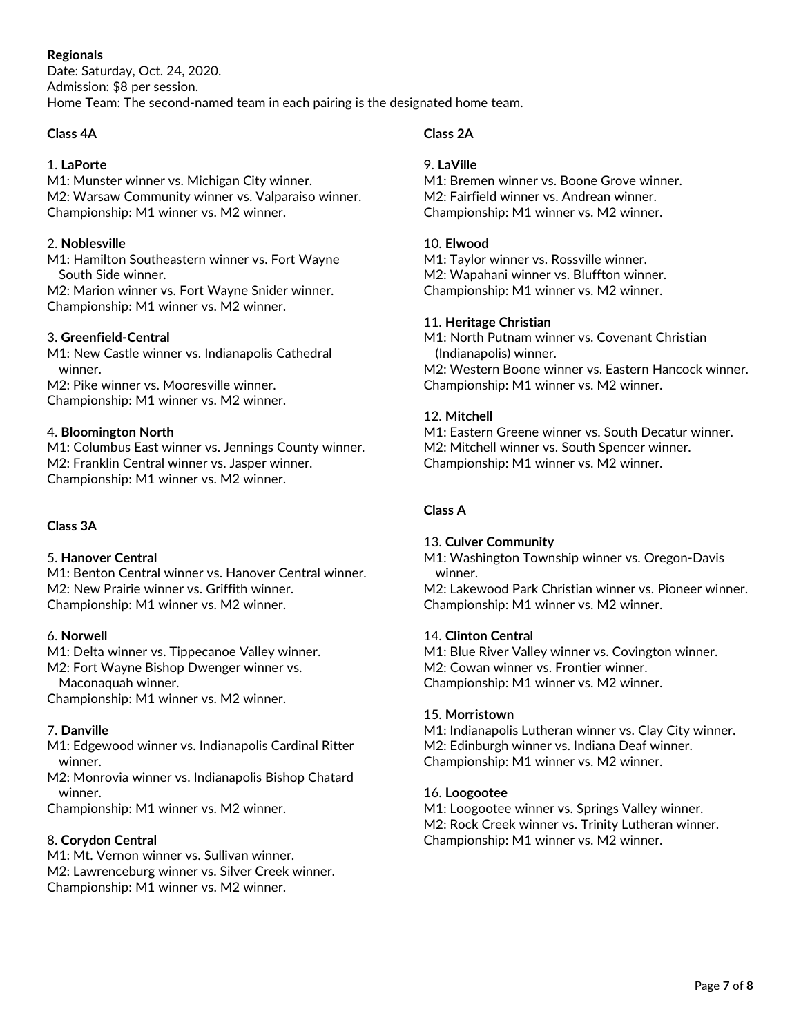**Regionals**
Date: Saturday, Oct. 24, 2020.
Admission: $8 per session.
Home Team: The second-named team in each pairing is the designated home team.

**Class 4A**

1. **LaPorte**
M1: Munster winner vs. Michigan City winner.
M2: Warsaw Community winner vs. Valparaiso winner.
Championship: M1 winner vs. M2 winner.

2. **Noblesville**
M1: Hamilton Southeastern winner vs. Fort Wayne South Side winner.
M2: Marion winner vs. Fort Wayne Snider winner.
Championship: M1 winner vs. M2 winner.

3. **Greenfield-Central**
M1: New Castle winner vs. Indianapolis Cathedral winner.
M2: Pike winner vs. Mooresville winner.
Championship: M1 winner vs. M2 winner.

4. **Bloomington North**
M1: Columbus East winner vs. Jennings County winner.
M2: Franklin Central winner vs. Jasper winner.
Championship: M1 winner vs. M2 winner.

**Class 3A**

5. **Hanover Central**
M1: Benton Central winner vs. Hanover Central winner.
M2: New Prairie winner vs. Griffith winner.
Championship: M1 winner vs. M2 winner.

6. **Norwell**
M1: Delta winner vs. Tippecanoe Valley winner.
M2: Fort Wayne Bishop Dwenger winner vs. Maconaquah winner.
Championship: M1 winner vs. M2 winner.

7. **Danville**
M1: Edgewood winner vs. Indianapolis Cardinal Ritter winner.
M2: Monrovia winner vs. Indianapolis Bishop Chatard winner.
Championship: M1 winner vs. M2 winner.

8. **Corydon Central**
M1: Mt. Vernon winner vs. Sullivan winner.
M2: Lawrenceburg winner vs. Silver Creek winner.
Championship: M1 winner vs. M2 winner.

**Class 2A**

9. **LaVille**
M1: Bremen winner vs. Boone Grove winner.
M2: Fairfield winner vs. Andrean winner.
Championship: M1 winner vs. M2 winner.

10. **Elwood**
M1: Taylor winner vs. Rossville winner.
M2: Wapahani winner vs. Bluffton winner.
Championship: M1 winner vs. M2 winner.

11. **Heritage Christian**
M1: North Putnam winner vs. Covenant Christian (Indianapolis) winner.
M2: Western Boone winner vs. Eastern Hancock winner.
Championship: M1 winner vs. M2 winner.

12. **Mitchell**
M1: Eastern Greene winner vs. South Decatur winner.
M2: Mitchell winner vs. South Spencer winner.
Championship: M1 winner vs. M2 winner.

**Class A**

13. **Culver Community**
M1: Washington Township winner vs. Oregon-Davis winner.
M2: Lakewood Park Christian winner vs. Pioneer winner.
Championship: M1 winner vs. M2 winner.

14. **Clinton Central**
M1: Blue River Valley winner vs. Covington winner.
M2: Cowan winner vs. Frontier winner.
Championship: M1 winner vs. M2 winner.

15. **Morristown**
M1: Indianapolis Lutheran winner vs. Clay City winner.
M2: Edinburgh winner vs. Indiana Deaf winner.
Championship: M1 winner vs. M2 winner.

16. **Loogootee**
M1: Loogootee winner vs. Springs Valley winner.
M2: Rock Creek winner vs. Trinity Lutheran winner.
Championship: M1 winner vs. M2 winner.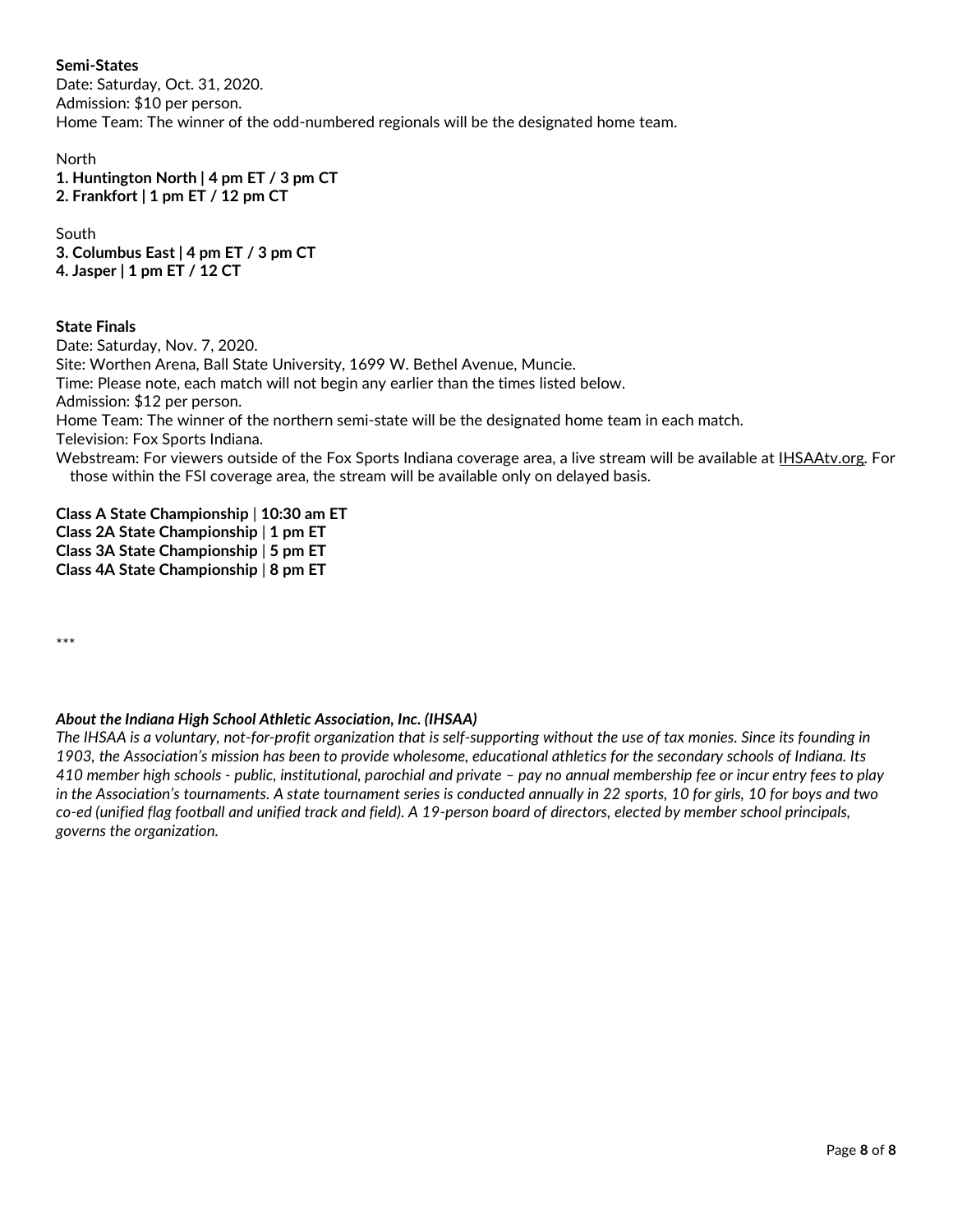**Semi-States**
Date: Saturday, Oct. 31, 2020.
Admission: $10 per person.
Home Team: The winner of the odd-numbered regionals will be the designated home team.

North
**1. Huntington North | 4 pm ET / 3 pm CT**
**2. Frankfort | 1 pm ET / 12 pm CT**

South
**3. Columbus East | 4 pm ET / 3 pm CT**
**4. Jasper | 1 pm ET / 12 CT**

**State Finals**
Date: Saturday, Nov. 7, 2020.
Site: Worthen Arena, Ball State University, 1699 W. Bethel Avenue, Muncie.
Time: Please note, each match will not begin any earlier than the times listed below.
Admission: $12 per person.
Home Team: The winner of the northern semi-state will be the designated home team in each match.
Television: Fox Sports Indiana.
Webstream: For viewers outside of the Fox Sports Indiana coverage area, a live stream will be available at IHSAAtv.org. For those within the FSI coverage area, the stream will be available only on delayed basis.

**Class A State Championship** | **10:30 am ET**
**Class 2A State Championship** | **1 pm ET**
**Class 3A State Championship** | **5 pm ET**
**Class 4A State Championship** | **8 pm ET**

***

***About the Indiana High School Athletic Association, Inc. (IHSAA)***
*The IHSAA is a voluntary, not-for-profit organization that is self-supporting without the use of tax monies. Since its founding in 1903, the Association's mission has been to provide wholesome, educational athletics for the secondary schools of Indiana. Its 410 member high schools - public, institutional, parochial and private – pay no annual membership fee or incur entry fees to play in the Association's tournaments. A state tournament series is conducted annually in 22 sports, 10 for girls, 10 for boys and two co-ed (unified flag football and unified track and field). A 19-person board of directors, elected by member school principals, governs the organization.*